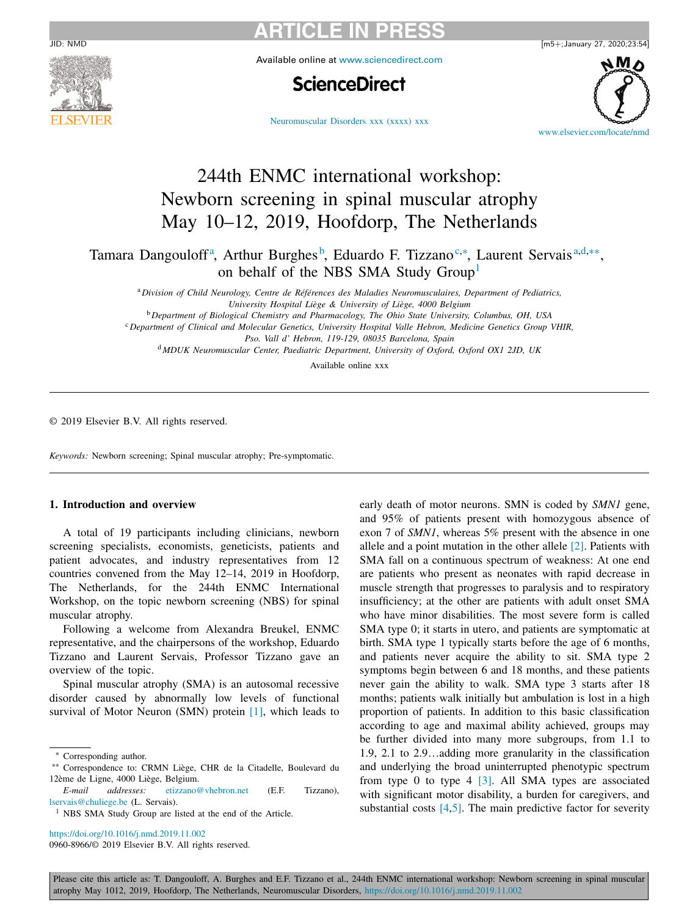# 244th ENMC international workshop: Newborn screening in spinal muscular atrophy May 10–12, 2019, Hoofdorp, The Netherlands

Tamara Dangouloff[a], Arthur Burghes[b], Eduardo F. Tizzano[c,*], Laurent Servais[a,d,**], on behalf of the NBS SMA Study Group[1]

[a] *Division of Child Neurology, Centre de Références des Maladies Neuromusculaires, Department of Pediatrics, University Hospital Liège & University of Liège, 4000 Belgium*

[b] *Department of Biological Chemistry and Pharmacology, The Ohio State University, Columbus, OH, USA*

[c] *Department of Clinical and Molecular Genetics, University Hospital Valle Hebron, Medicine Genetics Group VHIR, Pso. Vall d' Hebron, 119-129, 08035 Barcelona, Spain*

[d] *MDUK Neuromuscular Center, Paediatric Department, University of Oxford, Oxford OX1 2JD, UK*

Available online xxx

© 2019 Elsevier B.V. All rights reserved.

*Keywords:* Newborn screening; Spinal muscular atrophy; Pre-symptomatic.

## 1. Introduction and overview

A total of 19 participants including clinicians, newborn screening specialists, economists, geneticists, patients and patient advocates, and industry representatives from 12 countries convened from the May 12–14, 2019 in Hoofdorp, The Netherlands, for the 244th ENMC International Workshop, on the topic newborn screening (NBS) for spinal muscular atrophy.

Following a welcome from Alexandra Breukel, ENMC representative, and the chairpersons of the workshop, Eduardo Tizzano and Laurent Servais, Professor Tizzano gave an overview of the topic.

Spinal muscular atrophy (SMA) is an autosomal recessive disorder caused by abnormally low levels of functional survival of Motor Neuron (SMN) protein [1], which leads to early death of motor neurons. SMN is coded by *SMN1* gene, and 95% of patients present with homozygous absence of exon 7 of *SMN1*, whereas 5% present with the absence in one allele and a point mutation in the other allele [2]. Patients with SMA fall on a continuous spectrum of weakness: At one end are patients who present as neonates with rapid decrease in muscle strength that progresses to paralysis and to respiratory insufficiency; at the other are patients with adult onset SMA who have minor disabilities. The most severe form is called SMA type 0; it starts in utero, and patients are symptomatic at birth. SMA type 1 typically starts before the age of 6 months, and patients never acquire the ability to sit. SMA type 2 symptoms begin between 6 and 18 months, and these patients never gain the ability to walk. SMA type 3 starts after 18 months; patients walk initially but ambulation is lost in a high proportion of patients. In addition to this basic classification according to age and maximal ability achieved, groups may be further divided into many more subgroups, from 1.1 to 1.9, 2.1 to 2.9…adding more granularity in the classification and underlying the broad uninterrupted phenotypic spectrum from type 0 to type 4 [3]. All SMA types are associated with significant motor disability, a burden for caregivers, and substantial costs [4,5]. The main predictive factor for severity

---

\* Corresponding author.

\*\* Correspondence to: CRMN Liège, CHR de la Citadelle, Boulevard du 12ème de Ligne, 4000 Liège, Belgium.

*E-mail addresses:* etizzano@vhebron.net (E.F. Tizzano), lservais@chuliege.be (L. Servais).

[1] NBS SMA Study Group are listed at the end of the Article.

https://doi.org/10.1016/j.nmd.2019.11.002

0960-8966/© 2019 Elsevier B.V. All rights reserved.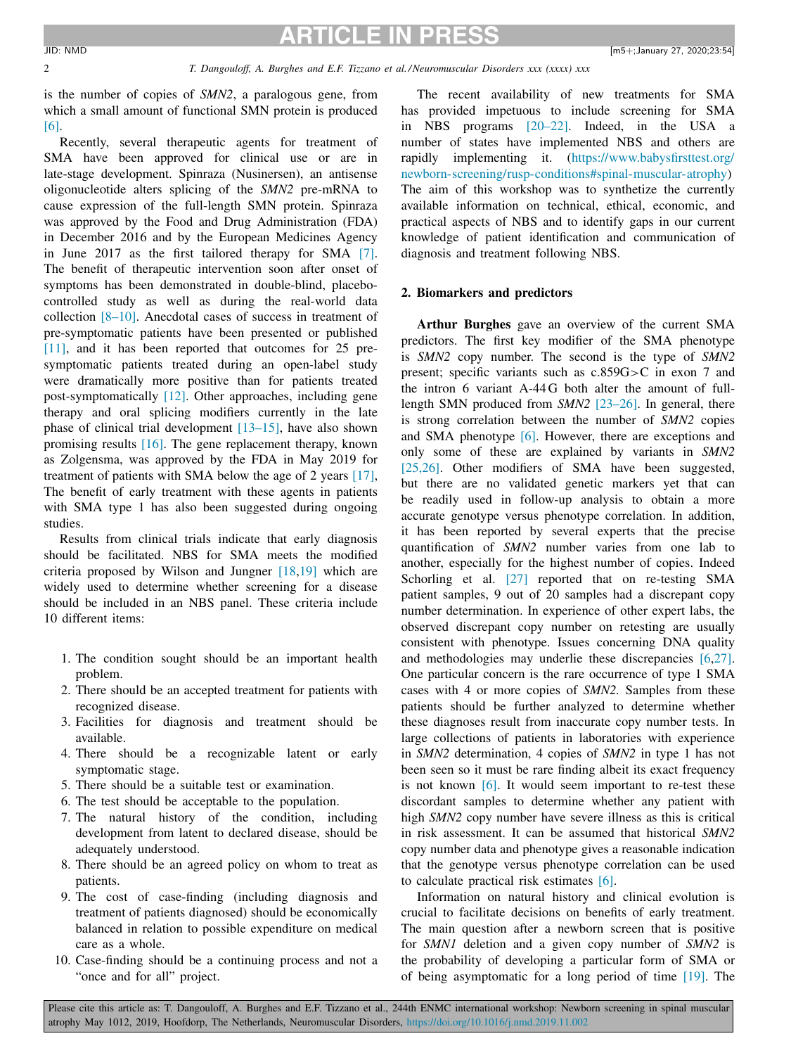is the number of copies of *SMN2*, a paralogous gene, from which a small amount of functional SMN protein is produced [6].

Recently, several therapeutic agents for treatment of SMA have been approved for clinical use or are in late-stage development. Spinraza (Nusinersen), an antisense oligonucleotide alters splicing of the *SMN2* pre-mRNA to cause expression of the full-length SMN protein. Spinraza was approved by the Food and Drug Administration (FDA) in December 2016 and by the European Medicines Agency in June 2017 as the first tailored therapy for SMA [7]. The benefit of therapeutic intervention soon after onset of symptoms has been demonstrated in double-blind, placebo-controlled study as well as during the real-world data collection [8–10]. Anecdotal cases of success in treatment of pre-symptomatic patients have been presented or published [11], and it has been reported that outcomes for 25 pre-symptomatic patients treated during an open-label study were dramatically more positive than for patients treated post-symptomatically [12]. Other approaches, including gene therapy and oral splicing modifiers currently in the late phase of clinical trial development [13–15], have also shown promising results [16]. The gene replacement therapy, known as Zolgensma, was approved by the FDA in May 2019 for treatment of patients with SMA below the age of 2 years [17], The benefit of early treatment with these agents in patients with SMA type 1 has also been suggested during ongoing studies.

Results from clinical trials indicate that early diagnosis should be facilitated. NBS for SMA meets the modified criteria proposed by Wilson and Jungner [18,19] which are widely used to determine whether screening for a disease should be included in an NBS panel. These criteria include 10 different items:

1. The condition sought should be an important health problem.
2. There should be an accepted treatment for patients with recognized disease.
3. Facilities for diagnosis and treatment should be available.
4. There should be a recognizable latent or early symptomatic stage.
5. There should be a suitable test or examination.
6. The test should be acceptable to the population.
7. The natural history of the condition, including development from latent to declared disease, should be adequately understood.
8. There should be an agreed policy on whom to treat as patients.
9. The cost of case-finding (including diagnosis and treatment of patients diagnosed) should be economically balanced in relation to possible expenditure on medical care as a whole.
10. Case-finding should be a continuing process and not a "once and for all" project.

The recent availability of new treatments for SMA has provided impetuous to include screening for SMA in NBS programs [20–22]. Indeed, in the USA a number of states have implemented NBS and others are rapidly implementing it. (https://www.babysfirsttest.org/newborn-screening/rusp-conditions#spinal-muscular-atrophy) The aim of this workshop was to synthetize the currently available information on technical, ethical, economic, and practical aspects of NBS and to identify gaps in our current knowledge of patient identification and communication of diagnosis and treatment following NBS.

## 2. Biomarkers and predictors

**Arthur Burghes** gave an overview of the current SMA predictors. The first key modifier of the SMA phenotype is *SMN2* copy number. The second is the type of *SMN2* present; specific variants such as c.859G>C in exon 7 and the intron 6 variant A-44 G both alter the amount of full-length SMN produced from *SMN2* [23–26]. In general, there is strong correlation between the number of *SMN2* copies and SMA phenotype [6]. However, there are exceptions and only some of these are explained by variants in *SMN2* [25,26]. Other modifiers of SMA have been suggested, but there are no validated genetic markers yet that can be readily used in follow-up analysis to obtain a more accurate genotype versus phenotype correlation. In addition, it has been reported by several experts that the precise quantification of *SMN2* number varies from one lab to another, especially for the highest number of copies. Indeed Schorling et al. [27] reported that on re-testing SMA patient samples, 9 out of 20 samples had a discrepant copy number determination. In experience of other expert labs, the observed discrepant copy number on retesting are usually consistent with phenotype. Issues concerning DNA quality and methodologies may underlie these discrepancies [6,27]. One particular concern is the rare occurrence of type 1 SMA cases with 4 or more copies of *SMN2*. Samples from these patients should be further analyzed to determine whether these diagnoses result from inaccurate copy number tests. In large collections of patients in laboratories with experience in *SMN2* determination, 4 copies of *SMN2* in type 1 has not been seen so it must be rare finding albeit its exact frequency is not known [6]. It would seem important to re-test these discordant samples to determine whether any patient with high *SMN2* copy number have severe illness as this is critical in risk assessment. It can be assumed that historical *SMN2* copy number data and phenotype gives a reasonable indication that the genotype versus phenotype correlation can be used to calculate practical risk estimates [6].

Information on natural history and clinical evolution is crucial to facilitate decisions on benefits of early treatment. The main question after a newborn screen that is positive for *SMN1* deletion and a given copy number of *SMN2* is the probability of developing a particular form of SMA or of being asymptomatic for a long period of time [19]. The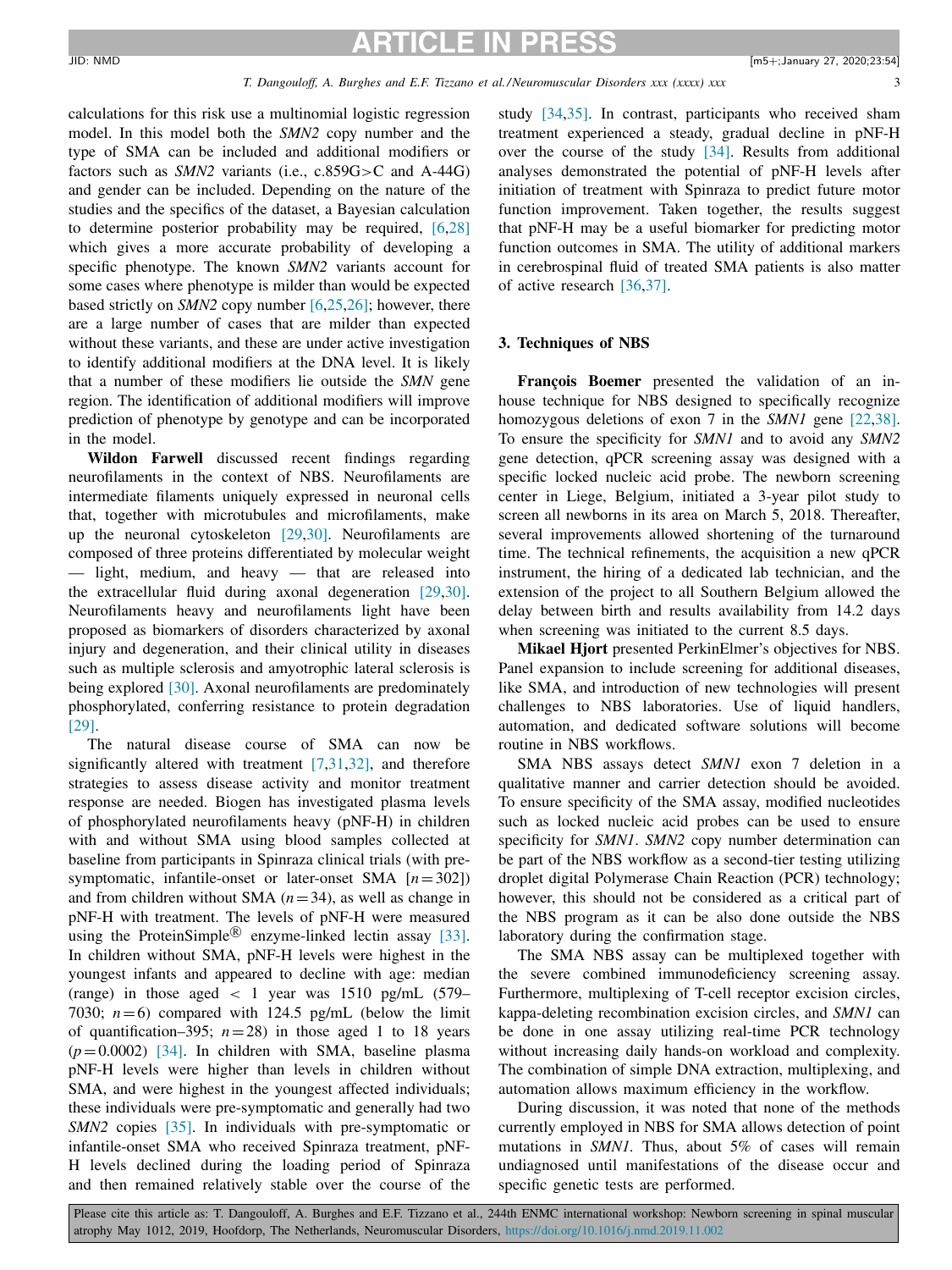calculations for this risk use a multinomial logistic regression model. In this model both the *SMN2* copy number and the type of SMA can be included and additional modifiers or factors such as *SMN2* variants (i.e., c.859G>C and A-44G) and gender can be included. Depending on the nature of the studies and the specifics of the dataset, a Bayesian calculation to determine posterior probability may be required, [6,28] which gives a more accurate probability of developing a specific phenotype. The known *SMN2* variants account for some cases where phenotype is milder than would be expected based strictly on *SMN2* copy number [6,25,26]; however, there are a large number of cases that are milder than expected without these variants, and these are under active investigation to identify additional modifiers at the DNA level. It is likely that a number of these modifiers lie outside the *SMN* gene region. The identification of additional modifiers will improve prediction of phenotype by genotype and can be incorporated in the model.

**Wildon Farwell** discussed recent findings regarding neurofilaments in the context of NBS. Neurofilaments are intermediate filaments uniquely expressed in neuronal cells that, together with microtubules and microfilaments, make up the neuronal cytoskeleton [29,30]. Neurofilaments are composed of three proteins differentiated by molecular weight — light, medium, and heavy — that are released into the extracellular fluid during axonal degeneration [29,30]. Neurofilaments heavy and neurofilaments light have been proposed as biomarkers of disorders characterized by axonal injury and degeneration, and their clinical utility in diseases such as multiple sclerosis and amyotrophic lateral sclerosis is being explored [30]. Axonal neurofilaments are predominately phosphorylated, conferring resistance to protein degradation [29].

The natural disease course of SMA can now be significantly altered with treatment [7,31,32], and therefore strategies to assess disease activity and monitor treatment response are needed. Biogen has investigated plasma levels of phosphorylated neurofilaments heavy (pNF-H) in children with and without SMA using blood samples collected at baseline from participants in Spinraza clinical trials (with pre-symptomatic, infantile-onset or later-onset SMA [$n = 302$]) and from children without SMA ($n = 34$), as well as change in pNF-H with treatment. The levels of pNF-H were measured using the ProteinSimple® enzyme-linked lectin assay [33]. In children without SMA, pNF-H levels were highest in the youngest infants and appeared to decline with age: median (range) in those aged < 1 year was 1510 pg/mL (579–7030; $n = 6$) compared with 124.5 pg/mL (below the limit of quantification–395; $n = 28$) in those aged 1 to 18 years ($p = 0.0002$) [34]. In children with SMA, baseline plasma pNF-H levels were higher than levels in children without SMA, and were highest in the youngest affected individuals; these individuals were pre-symptomatic and generally had two *SMN2* copies [35]. In individuals with pre-symptomatic or infantile-onset SMA who received Spinraza treatment, pNF-H levels declined during the loading period of Spinraza and then remained relatively stable over the course of the study [34,35]. In contrast, participants who received sham treatment experienced a steady, gradual decline in pNF-H over the course of the study [34]. Results from additional analyses demonstrated the potential of pNF-H levels after initiation of treatment with Spinraza to predict future motor function improvement. Taken together, the results suggest that pNF-H may be a useful biomarker for predicting motor function outcomes in SMA. The utility of additional markers in cerebrospinal fluid of treated SMA patients is also matter of active research [36,37].

## 3. Techniques of NBS

**François Boemer** presented the validation of an in-house technique for NBS designed to specifically recognize homozygous deletions of exon 7 in the *SMN1* gene [22,38]. To ensure the specificity for *SMN1* and to avoid any *SMN2* gene detection, qPCR screening assay was designed with a specific locked nucleic acid probe. The newborn screening center in Liege, Belgium, initiated a 3-year pilot study to screen all newborns in its area on March 5, 2018. Thereafter, several improvements allowed shortening of the turnaround time. The technical refinements, the acquisition a new qPCR instrument, the hiring of a dedicated lab technician, and the extension of the project to all Southern Belgium allowed the delay between birth and results availability from 14.2 days when screening was initiated to the current 8.5 days.

**Mikael Hjort** presented PerkinElmer's objectives for NBS. Panel expansion to include screening for additional diseases, like SMA, and introduction of new technologies will present challenges to NBS laboratories. Use of liquid handlers, automation, and dedicated software solutions will become routine in NBS workflows.

SMA NBS assays detect *SMN1* exon 7 deletion in a qualitative manner and carrier detection should be avoided. To ensure specificity of the SMA assay, modified nucleotides such as locked nucleic acid probes can be used to ensure specificity for *SMN1*. *SMN2* copy number determination can be part of the NBS workflow as a second-tier testing utilizing droplet digital Polymerase Chain Reaction (PCR) technology; however, this should not be considered as a critical part of the NBS program as it can be also done outside the NBS laboratory during the confirmation stage.

The SMA NBS assay can be multiplexed together with the severe combined immunodeficiency screening assay. Furthermore, multiplexing of T-cell receptor excision circles, kappa-deleting recombination excision circles, and *SMN1* can be done in one assay utilizing real-time PCR technology without increasing daily hands-on workload and complexity. The combination of simple DNA extraction, multiplexing, and automation allows maximum efficiency in the workflow.

During discussion, it was noted that none of the methods currently employed in NBS for SMA allows detection of point mutations in *SMN1*. Thus, about 5% of cases will remain undiagnosed until manifestations of the disease occur and specific genetic tests are performed.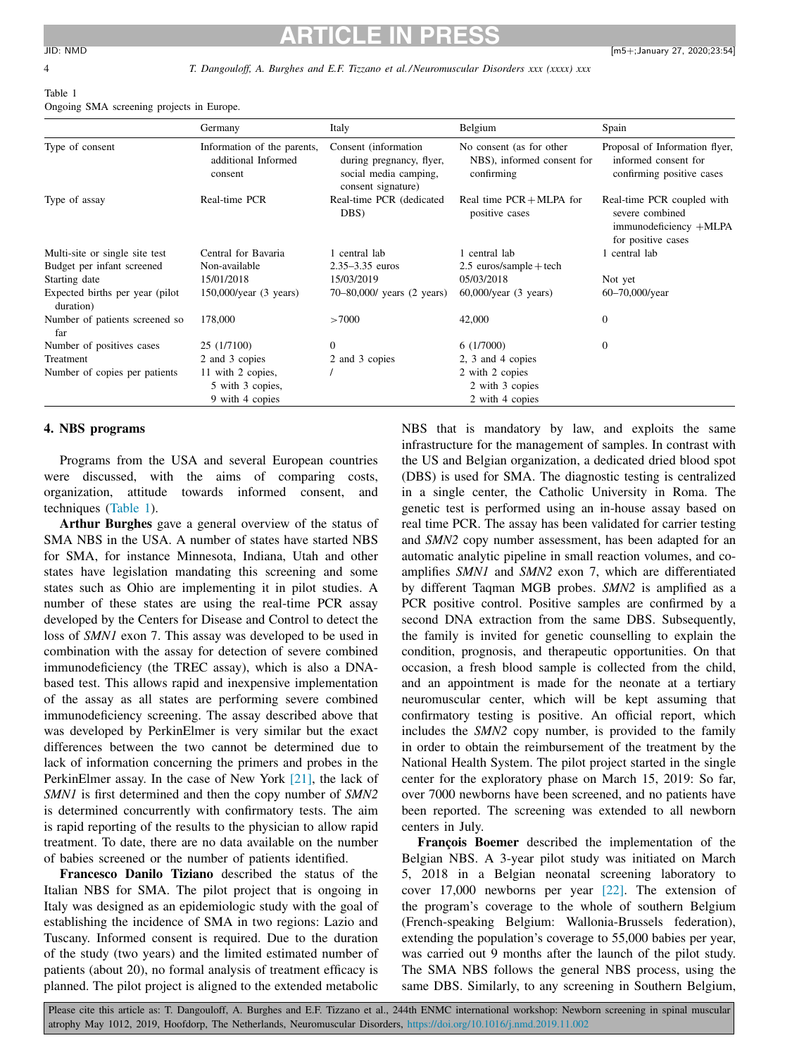Table 1
Ongoing SMA screening projects in Europe.

| | Germany | Italy | Belgium | Spain |
|---|---|---|---|---|
| Type of consent | Information of the parents, additional Informed consent | Consent (information during pregnancy, flyer, social media camping, consent signature) | No consent (as for other NBS), informed consent for confirming | Proposal of Information flyer, informed consent for confirming positive cases |
| Type of assay | Real-time PCR | Real-time PCR (dedicated DBS) | Real time PCR + MLPA for positive cases | Real-time PCR coupled with severe combined immunodeficiency +MLPA for positive cases |
| Multi-site or single site test | Central for Bavaria | 1 central lab | 1 central lab | 1 central lab |
| Budget per infant screened | Non-available | 2.35–3.35 euros | 2.5 euros/sample + tech | |
| Starting date | 15/01/2018 | 15/03/2019 | 05/03/2018 | Not yet |
| Expected births per year (pilot duration) | 150,000/year (3 years) | 70–80,000/ years (2 years) | 60,000/year (3 years) | 60–70,000/year |
| Number of patients screened so far | 178,000 | >7000 | 42,000 | 0 |
| Number of positives cases | 25 (1/7100) | 0 | 6 (1/7000) | 0 |
| Treatment | 2 and 3 copies | 2 and 3 copies | 2, 3 and 4 copies | |
| Number of copies per patients | 11 with 2 copies, 5 with 3 copies, 9 with 4 copies | / | 2 with 2 copies 2 with 3 copies 2 with 4 copies | |

## 4. NBS programs

Programs from the USA and several European countries were discussed, with the aims of comparing costs, organization, attitude towards informed consent, and techniques (Table 1).

**Arthur Burghes** gave a general overview of the status of SMA NBS in the USA. A number of states have started NBS for SMA, for instance Minnesota, Indiana, Utah and other states have legislation mandating this screening and some states such as Ohio are implementing it in pilot studies. A number of these states are using the real-time PCR assay developed by the Centers for Disease and Control to detect the loss of *SMN1* exon 7. This assay was developed to be used in combination with the assay for detection of severe combined immunodeficiency (the TREC assay), which is also a DNA-based test. This allows rapid and inexpensive implementation of the assay as all states are performing severe combined immunodeficiency screening. The assay described above that was developed by PerkinElmer is very similar but the exact differences between the two cannot be determined due to lack of information concerning the primers and probes in the PerkinElmer assay. In the case of New York [21], the lack of *SMN1* is first determined and then the copy number of *SMN2* is determined concurrently with confirmatory tests. The aim is rapid reporting of the results to the physician to allow rapid treatment. To date, there are no data available on the number of babies screened or the number of patients identified.

**Francesco Danilo Tiziano** described the status of the Italian NBS for SMA. The pilot project that is ongoing in Italy was designed as an epidemiologic study with the goal of establishing the incidence of SMA in two regions: Lazio and Tuscany. Informed consent is required. Due to the duration of the study (two years) and the limited estimated number of patients (about 20), no formal analysis of treatment efficacy is planned. The pilot project is aligned to the extended metabolic NBS that is mandatory by law, and exploits the same infrastructure for the management of samples. In contrast with the US and Belgian organization, a dedicated dried blood spot (DBS) is used for SMA. The diagnostic testing is centralized in a single center, the Catholic University in Roma. The genetic test is performed using an in-house assay based on real time PCR. The assay has been validated for carrier testing and *SMN2* copy number assessment, has been adapted for an automatic analytic pipeline in small reaction volumes, and co-amplifies *SMN1* and *SMN2* exon 7, which are differentiated by different Taqman MGB probes. *SMN2* is amplified as a PCR positive control. Positive samples are confirmed by a second DNA extraction from the same DBS. Subsequently, the family is invited for genetic counselling to explain the condition, prognosis, and therapeutic opportunities. On that occasion, a fresh blood sample is collected from the child, and an appointment is made for the neonate at a tertiary neuromuscular center, which will be kept assuming that confirmatory testing is positive. An official report, which includes the *SMN2* copy number, is provided to the family in order to obtain the reimbursement of the treatment by the National Health System. The pilot project started in the single center for the exploratory phase on March 15, 2019: So far, over 7000 newborns have been screened, and no patients have been reported. The screening was extended to all newborn centers in July.

**François Boemer** described the implementation of the Belgian NBS. A 3-year pilot study was initiated on March 5, 2018 in a Belgian neonatal screening laboratory to cover 17,000 newborns per year [22]. The extension of the program's coverage to the whole of southern Belgium (French-speaking Belgium: Wallonia-Brussels federation), extending the population's coverage to 55,000 babies per year, was carried out 9 months after the launch of the pilot study. The SMA NBS follows the general NBS process, using the same DBS. Similarly, to any screening in Southern Belgium,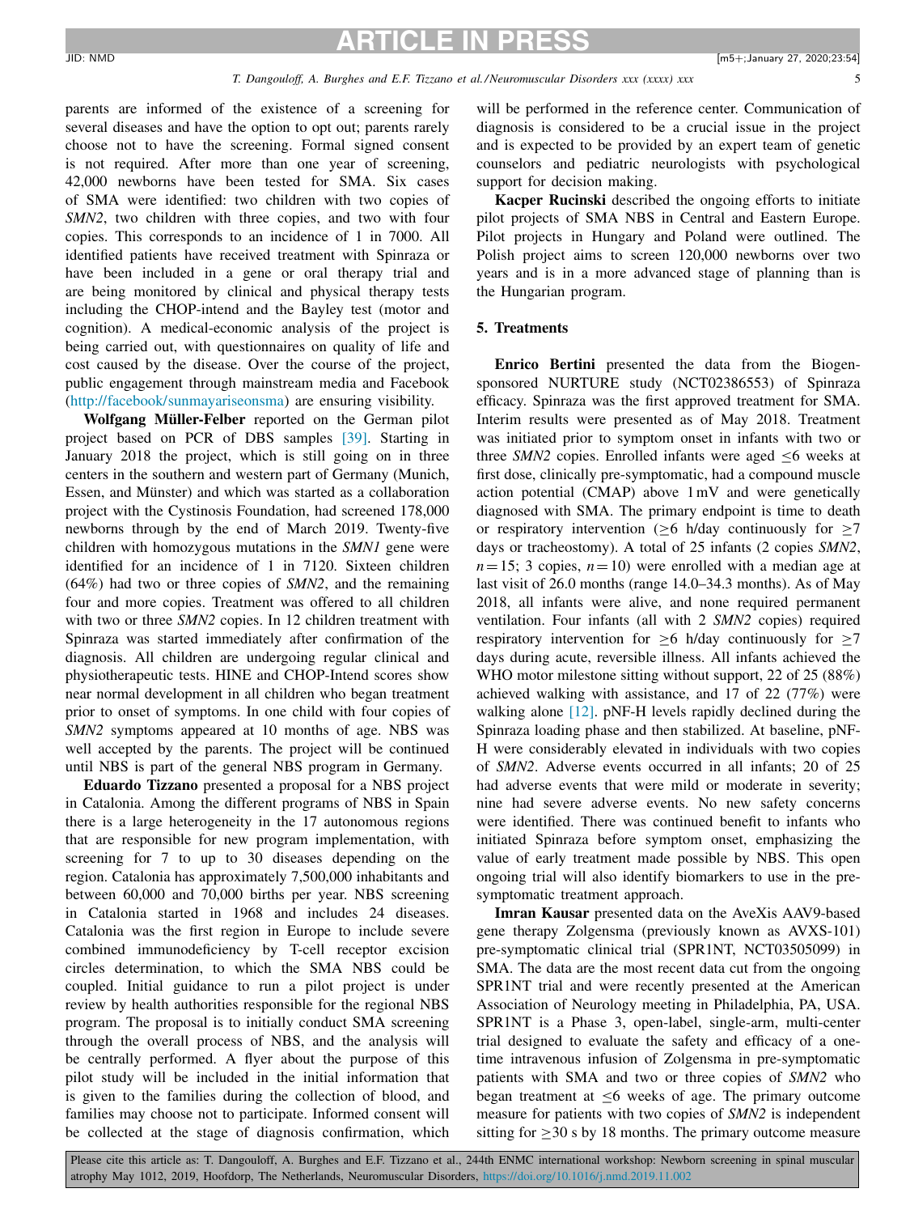parents are informed of the existence of a screening for several diseases and have the option to opt out; parents rarely choose not to have the screening. Formal signed consent is not required. After more than one year of screening, 42,000 newborns have been tested for SMA. Six cases of SMA were identified: two children with two copies of *SMN2*, two children with three copies, and two with four copies. This corresponds to an incidence of 1 in 7000. All identified patients have received treatment with Spinraza or have been included in a gene or oral therapy trial and are being monitored by clinical and physical therapy tests including the CHOP-intend and the Bayley test (motor and cognition). A medical-economic analysis of the project is being carried out, with questionnaires on quality of life and cost caused by the disease. Over the course of the project, public engagement through mainstream media and Facebook (http://facebook/sunmayariseonsma) are ensuring visibility.

**Wolfgang Müller-Felber** reported on the German pilot project based on PCR of DBS samples [39]. Starting in January 2018 the project, which is still going on in three centers in the southern and western part of Germany (Munich, Essen, and Münster) and which was started as a collaboration project with the Cystinosis Foundation, had screened 178,000 newborns through by the end of March 2019. Twenty-five children with homozygous mutations in the *SMN1* gene were identified for an incidence of 1 in 7120. Sixteen children (64%) had two or three copies of *SMN2*, and the remaining four and more copies. Treatment was offered to all children with two or three *SMN2* copies. In 12 children treatment with Spinraza was started immediately after confirmation of the diagnosis. All children are undergoing regular clinical and physiotherapeutic tests. HINE and CHOP-Intend scores show near normal development in all children who began treatment prior to onset of symptoms. In one child with four copies of *SMN2* symptoms appeared at 10 months of age. NBS was well accepted by the parents. The project will be continued until NBS is part of the general NBS program in Germany.

**Eduardo Tizzano** presented a proposal for a NBS project in Catalonia. Among the different programs of NBS in Spain there is a large heterogeneity in the 17 autonomous regions that are responsible for new program implementation, with screening for 7 to up to 30 diseases depending on the region. Catalonia has approximately 7,500,000 inhabitants and between 60,000 and 70,000 births per year. NBS screening in Catalonia started in 1968 and includes 24 diseases. Catalonia was the first region in Europe to include severe combined immunodeficiency by T-cell receptor excision circles determination, to which the SMA NBS could be coupled. Initial guidance to run a pilot project is under review by health authorities responsible for the regional NBS program. The proposal is to initially conduct SMA screening through the overall process of NBS, and the analysis will be centrally performed. A flyer about the purpose of this pilot study will be included in the initial information that is given to the families during the collection of blood, and families may choose not to participate. Informed consent will be collected at the stage of diagnosis confirmation, which will be performed in the reference center. Communication of diagnosis is considered to be a crucial issue in the project and is expected to be provided by an expert team of genetic counselors and pediatric neurologists with psychological support for decision making.

**Kacper Rucinski** described the ongoing efforts to initiate pilot projects of SMA NBS in Central and Eastern Europe. Pilot projects in Hungary and Poland were outlined. The Polish project aims to screen 120,000 newborns over two years and is in a more advanced stage of planning than is the Hungarian program.

## 5. Treatments

**Enrico Bertini** presented the data from the Biogen-sponsored NURTURE study (NCT02386553) of Spinraza efficacy. Spinraza was the first approved treatment for SMA. Interim results were presented as of May 2018. Treatment was initiated prior to symptom onset in infants with two or three *SMN2* copies. Enrolled infants were aged $\leq$6 weeks at first dose, clinically pre-symptomatic, had a compound muscle action potential (CMAP) above 1 mV and were genetically diagnosed with SMA. The primary endpoint is time to death or respiratory intervention ($\geq$6 h/day continuously for $\geq$7 days or tracheostomy). A total of 25 infants (2 copies *SMN2*, $n = 15$; 3 copies, $n = 10$) were enrolled with a median age at last visit of 26.0 months (range 14.0–34.3 months). As of May 2018, all infants were alive, and none required permanent ventilation. Four infants (all with 2 *SMN2* copies) required respiratory intervention for $\geq$6 h/day continuously for $\geq$7 days during acute, reversible illness. All infants achieved the WHO motor milestone sitting without support, 22 of 25 (88%) achieved walking with assistance, and 17 of 22 (77%) were walking alone [12]. pNF-H levels rapidly declined during the Spinraza loading phase and then stabilized. At baseline, pNF-H were considerably elevated in individuals with two copies of *SMN2*. Adverse events occurred in all infants; 20 of 25 had adverse events that were mild or moderate in severity; nine had severe adverse events. No new safety concerns were identified. There was continued benefit to infants who initiated Spinraza before symptom onset, emphasizing the value of early treatment made possible by NBS. This open ongoing trial will also identify biomarkers to use in the pre-symptomatic treatment approach.

**Imran Kausar** presented data on the AveXis AAV9-based gene therapy Zolgensma (previously known as AVXS-101) pre-symptomatic clinical trial (SPR1NT, NCT03505099) in SMA. The data are the most recent data cut from the ongoing SPR1NT trial and were recently presented at the American Association of Neurology meeting in Philadelphia, PA, USA. SPR1NT is a Phase 3, open-label, single-arm, multi-center trial designed to evaluate the safety and efficacy of a one-time intravenous infusion of Zolgensma in pre-symptomatic patients with SMA and two or three copies of *SMN2* who began treatment at $\leq$6 weeks of age. The primary outcome measure for patients with two copies of *SMN2* is independent sitting for $\geq$30 s by 18 months. The primary outcome measure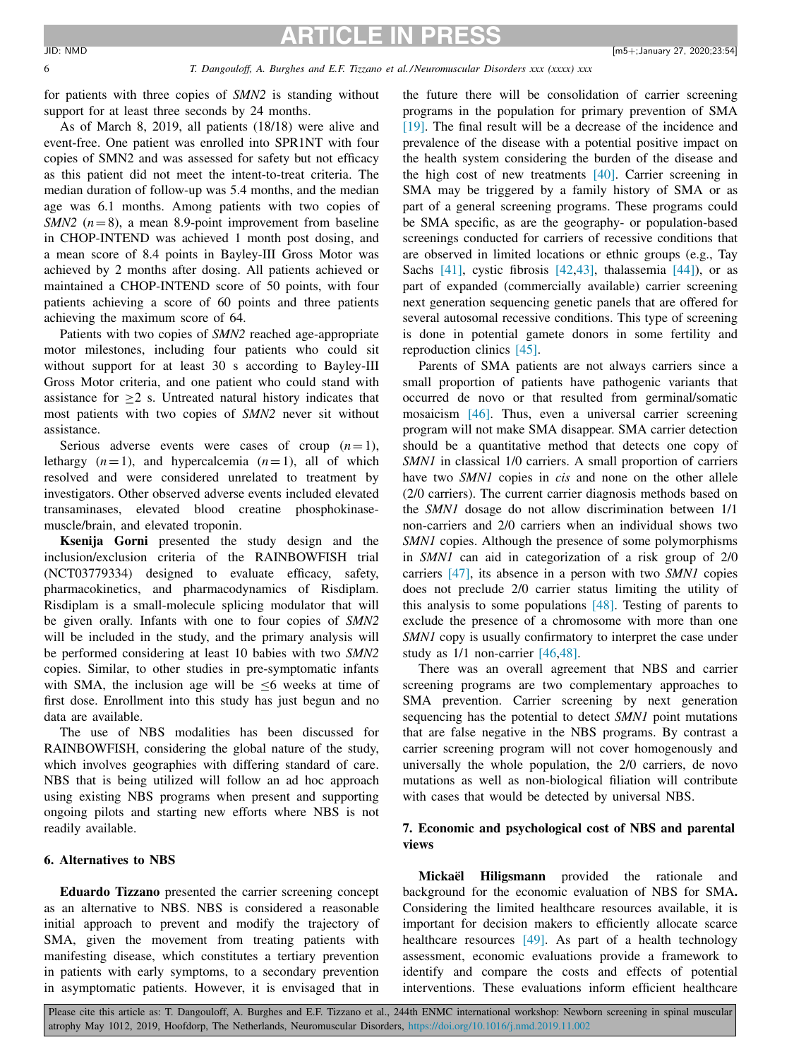for patients with three copies of *SMN2* is standing without support for at least three seconds by 24 months.

As of March 8, 2019, all patients (18/18) were alive and event-free. One patient was enrolled into SPR1NT with four copies of SMN2 and was assessed for safety but not efficacy as this patient did not meet the intent-to-treat criteria. The median duration of follow-up was 5.4 months, and the median age was 6.1 months. Among patients with two copies of *SMN2* ($n = 8$), a mean 8.9-point improvement from baseline in CHOP-INTEND was achieved 1 month post dosing, and a mean score of 8.4 points in Bayley-III Gross Motor was achieved by 2 months after dosing. All patients achieved or maintained a CHOP-INTEND score of 50 points, with four patients achieving a score of 60 points and three patients achieving the maximum score of 64.

Patients with two copies of *SMN2* reached age-appropriate motor milestones, including four patients who could sit without support for at least 30 s according to Bayley-III Gross Motor criteria, and one patient who could stand with assistance for $\geq 2$ s. Untreated natural history indicates that most patients with two copies of *SMN2* never sit without assistance.

Serious adverse events were cases of croup ($n = 1$), lethargy ($n = 1$), and hypercalcemia ($n = 1$), all of which resolved and were considered unrelated to treatment by investigators. Other observed adverse events included elevated transaminases, elevated blood creatine phosphokinase-muscle/brain, and elevated troponin.

**Ksenija Gorni** presented the study design and the inclusion/exclusion criteria of the RAINBOWFISH trial (NCT03779334) designed to evaluate efficacy, safety, pharmacokinetics, and pharmacodynamics of Risdiplam. Risdiplam is a small-molecule splicing modulator that will be given orally. Infants with one to four copies of *SMN2* will be included in the study, and the primary analysis will be performed considering at least 10 babies with two *SMN2* copies. Similar, to other studies in pre-symptomatic infants with SMA, the inclusion age will be $\leq 6$ weeks at time of first dose. Enrollment into this study has just begun and no data are available.

The use of NBS modalities has been discussed for RAINBOWFISH, considering the global nature of the study, which involves geographies with differing standard of care. NBS that is being utilized will follow an ad hoc approach using existing NBS programs when present and supporting ongoing pilots and starting new efforts where NBS is not readily available.

## 6. Alternatives to NBS

**Eduardo Tizzano** presented the carrier screening concept as an alternative to NBS. NBS is considered a reasonable initial approach to prevent and modify the trajectory of SMA, given the movement from treating patients with manifesting disease, which constitutes a tertiary prevention in patients with early symptoms, to a secondary prevention in asymptomatic patients. However, it is envisaged that in the future there will be consolidation of carrier screening programs in the population for primary prevention of SMA [19]. The final result will be a decrease of the incidence and prevalence of the disease with a positive impact on the health system considering the burden of the disease and the high cost of new treatments [40]. Carrier screening in SMA may be triggered by a family history of SMA or as part of a general screening programs. These programs could be SMA specific, as are the geography- or population-based screenings conducted for carriers of recessive conditions that are observed in limited locations or ethnic groups (e.g., Tay Sachs [41], cystic fibrosis [42,43], thalassemia [44]), or as part of expanded (commercially available) carrier screening next generation sequencing genetic panels that are offered for several autosomal recessive conditions. This type of screening is done in potential gamete donors in some fertility and reproduction clinics [45].

Parents of SMA patients are not always carriers since a small proportion of patients have pathogenic variants that occurred de novo or that resulted from germinal/somatic mosaicism [46]. Thus, even a universal carrier screening program will not make SMA disappear. SMA carrier detection should be a quantitative method that detects one copy of *SMN1* in classical 1/0 carriers. A small proportion of carriers have two *SMN1* copies in *cis* and none on the other allele (2/0 carriers). The current carrier diagnosis methods based on the *SMN1* dosage do not allow discrimination between 1/1 non-carriers and 2/0 carriers when an individual shows two *SMN1* copies. Although the presence of some polymorphisms in *SMN1* can aid in categorization of a risk group of 2/0 carriers [47], its absence in a person with two *SMN1* copies does not preclude 2/0 carrier status limiting the utility of this analysis to some populations [48]. Testing of parents to exclude the presence of a chromosome with more than one *SMN1* copy is usually confirmatory to interpret the case under study as 1/1 non-carrier [46,48].

There was an overall agreement that NBS and carrier screening programs are two complementary approaches to SMA prevention. Carrier screening by next generation sequencing has the potential to detect *SMN1* point mutations that are false negative in the NBS programs. By contrast a carrier screening program will not cover homogenously and universally the whole population, the 2/0 carriers, de novo mutations as well as non-biological filiation will contribute with cases that would be detected by universal NBS.

## 7. Economic and psychological cost of NBS and parental views

**Mickaël Hiligsmann** provided the rationale and background for the economic evaluation of NBS for SMA**.** Considering the limited healthcare resources available, it is important for decision makers to efficiently allocate scarce healthcare resources [49]. As part of a health technology assessment, economic evaluations provide a framework to identify and compare the costs and effects of potential interventions. These evaluations inform efficient healthcare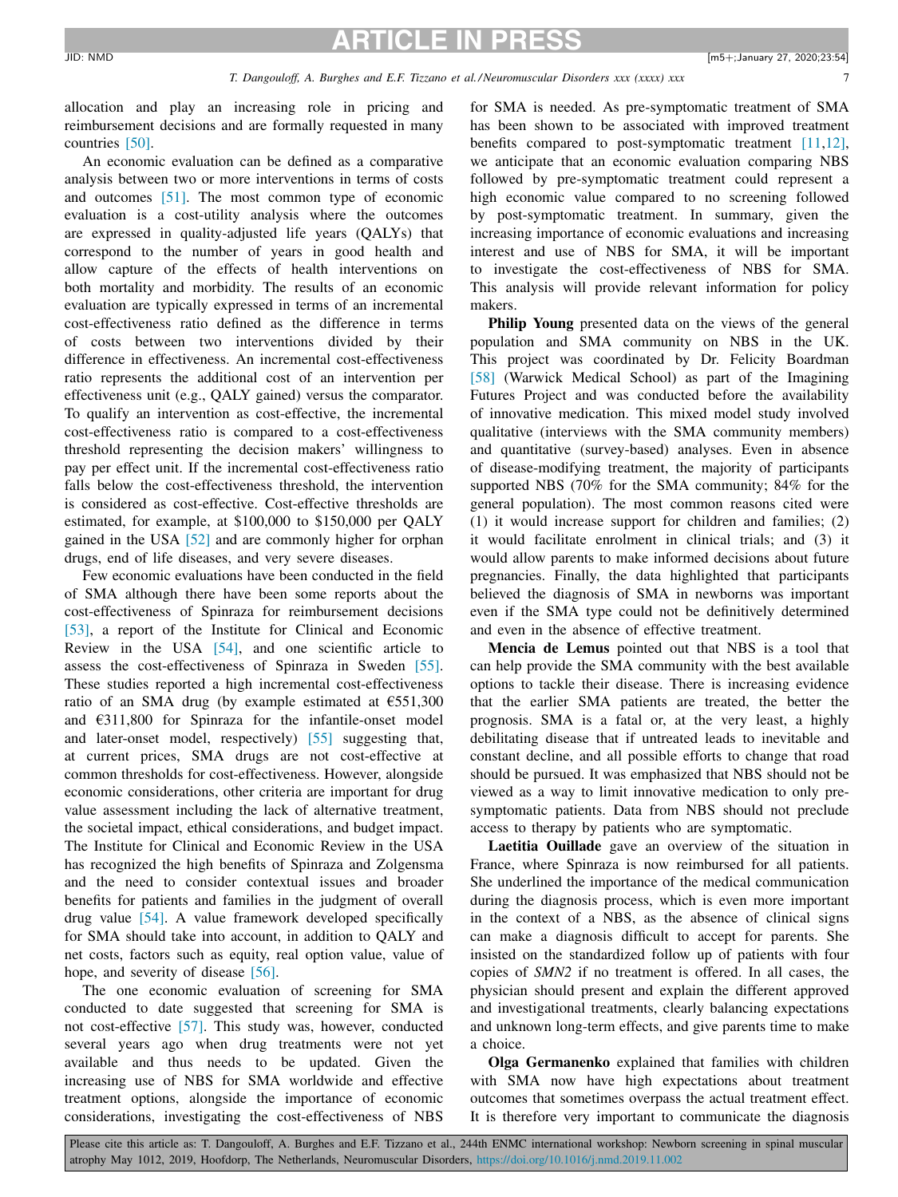allocation and play an increasing role in pricing and reimbursement decisions and are formally requested in many countries [50].

An economic evaluation can be defined as a comparative analysis between two or more interventions in terms of costs and outcomes [51]. The most common type of economic evaluation is a cost-utility analysis where the outcomes are expressed in quality-adjusted life years (QALYs) that correspond to the number of years in good health and allow capture of the effects of health interventions on both mortality and morbidity. The results of an economic evaluation are typically expressed in terms of an incremental cost-effectiveness ratio defined as the difference in terms of costs between two interventions divided by their difference in effectiveness. An incremental cost-effectiveness ratio represents the additional cost of an intervention per effectiveness unit (e.g., QALY gained) versus the comparator. To qualify an intervention as cost-effective, the incremental cost-effectiveness ratio is compared to a cost-effectiveness threshold representing the decision makers' willingness to pay per effect unit. If the incremental cost-effectiveness ratio falls below the cost-effectiveness threshold, the intervention is considered as cost-effective. Cost-effective thresholds are estimated, for example, at $100,000 to $150,000 per QALY gained in the USA [52] and are commonly higher for orphan drugs, end of life diseases, and very severe diseases.

Few economic evaluations have been conducted in the field of SMA although there have been some reports about the cost-effectiveness of Spinraza for reimbursement decisions [53], a report of the Institute for Clinical and Economic Review in the USA [54], and one scientific article to assess the cost-effectiveness of Spinraza in Sweden [55]. These studies reported a high incremental cost-effectiveness ratio of an SMA drug (by example estimated at €551,300 and €311,800 for Spinraza for the infantile-onset model and later-onset model, respectively) [55] suggesting that, at current prices, SMA drugs are not cost-effective at common thresholds for cost-effectiveness. However, alongside economic considerations, other criteria are important for drug value assessment including the lack of alternative treatment, the societal impact, ethical considerations, and budget impact. The Institute for Clinical and Economic Review in the USA has recognized the high benefits of Spinraza and Zolgensma and the need to consider contextual issues and broader benefits for patients and families in the judgment of overall drug value [54]. A value framework developed specifically for SMA should take into account, in addition to QALY and net costs, factors such as equity, real option value, value of hope, and severity of disease [56].

The one economic evaluation of screening for SMA conducted to date suggested that screening for SMA is not cost-effective [57]. This study was, however, conducted several years ago when drug treatments were not yet available and thus needs to be updated. Given the increasing use of NBS for SMA worldwide and effective treatment options, alongside the importance of economic considerations, investigating the cost-effectiveness of NBS for SMA is needed. As pre-symptomatic treatment of SMA has been shown to be associated with improved treatment benefits compared to post-symptomatic treatment [11,12], we anticipate that an economic evaluation comparing NBS followed by pre-symptomatic treatment could represent a high economic value compared to no screening followed by post-symptomatic treatment. In summary, given the increasing importance of economic evaluations and increasing interest and use of NBS for SMA, it will be important to investigate the cost-effectiveness of NBS for SMA. This analysis will provide relevant information for policy makers.

**Philip Young** presented data on the views of the general population and SMA community on NBS in the UK. This project was coordinated by Dr. Felicity Boardman [58] (Warwick Medical School) as part of the Imagining Futures Project and was conducted before the availability of innovative medication. This mixed model study involved qualitative (interviews with the SMA community members) and quantitative (survey-based) analyses. Even in absence of disease-modifying treatment, the majority of participants supported NBS (70% for the SMA community; 84% for the general population). The most common reasons cited were (1) it would increase support for children and families; (2) it would facilitate enrolment in clinical trials; and (3) it would allow parents to make informed decisions about future pregnancies. Finally, the data highlighted that participants believed the diagnosis of SMA in newborns was important even if the SMA type could not be definitively determined and even in the absence of effective treatment.

**Mencia de Lemus** pointed out that NBS is a tool that can help provide the SMA community with the best available options to tackle their disease. There is increasing evidence that the earlier SMA patients are treated, the better the prognosis. SMA is a fatal or, at the very least, a highly debilitating disease that if untreated leads to inevitable and constant decline, and all possible efforts to change that road should be pursued. It was emphasized that NBS should not be viewed as a way to limit innovative medication to only pre-symptomatic patients. Data from NBS should not preclude access to therapy by patients who are symptomatic.

**Laetitia Ouillade** gave an overview of the situation in France, where Spinraza is now reimbursed for all patients. She underlined the importance of the medical communication during the diagnosis process, which is even more important in the context of a NBS, as the absence of clinical signs can make a diagnosis difficult to accept for parents. She insisted on the standardized follow up of patients with four copies of *SMN2* if no treatment is offered. In all cases, the physician should present and explain the different approved and investigational treatments, clearly balancing expectations and unknown long-term effects, and give parents time to make a choice.

**Olga Germanenko** explained that families with children with SMA now have high expectations about treatment outcomes that sometimes overpass the actual treatment effect. It is therefore very important to communicate the diagnosis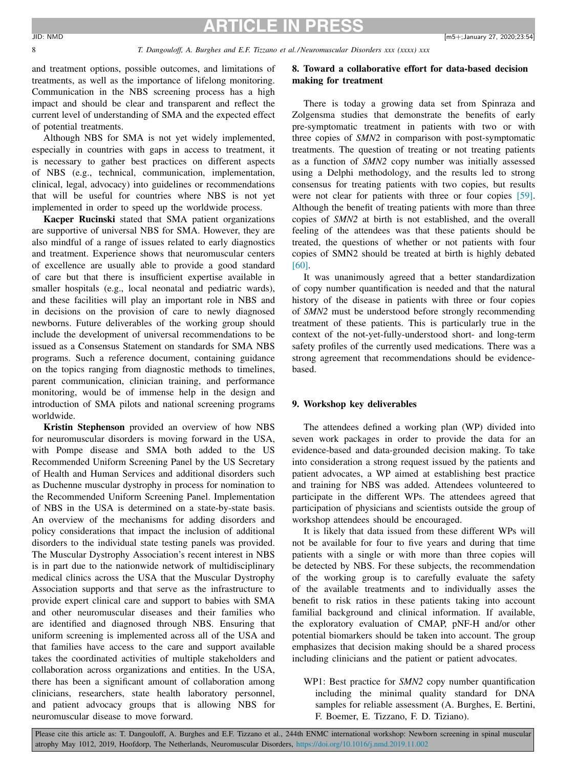and treatment options, possible outcomes, and limitations of treatments, as well as the importance of lifelong monitoring. Communication in the NBS screening process has a high impact and should be clear and transparent and reflect the current level of understanding of SMA and the expected effect of potential treatments.

Although NBS for SMA is not yet widely implemented, especially in countries with gaps in access to treatment, it is necessary to gather best practices on different aspects of NBS (e.g., technical, communication, implementation, clinical, legal, advocacy) into guidelines or recommendations that will be useful for countries where NBS is not yet implemented in order to speed up the worldwide process.

**Kacper Rucinski** stated that SMA patient organizations are supportive of universal NBS for SMA. However, they are also mindful of a range of issues related to early diagnostics and treatment. Experience shows that neuromuscular centers of excellence are usually able to provide a good standard of care but that there is insufficient expertise available in smaller hospitals (e.g., local neonatal and pediatric wards), and these facilities will play an important role in NBS and in decisions on the provision of care to newly diagnosed newborns. Future deliverables of the working group should include the development of universal recommendations to be issued as a Consensus Statement on standards for SMA NBS programs. Such a reference document, containing guidance on the topics ranging from diagnostic methods to timelines, parent communication, clinician training, and performance monitoring, would be of immense help in the design and introduction of SMA pilots and national screening programs worldwide.

**Kristin Stephenson** provided an overview of how NBS for neuromuscular disorders is moving forward in the USA, with Pompe disease and SMA both added to the US Recommended Uniform Screening Panel by the US Secretary of Health and Human Services and additional disorders such as Duchenne muscular dystrophy in process for nomination to the Recommended Uniform Screening Panel. Implementation of NBS in the USA is determined on a state-by-state basis. An overview of the mechanisms for adding disorders and policy considerations that impact the inclusion of additional disorders to the individual state testing panels was provided. The Muscular Dystrophy Association's recent interest in NBS is in part due to the nationwide network of multidisciplinary medical clinics across the USA that the Muscular Dystrophy Association supports and that serve as the infrastructure to provide expert clinical care and support to babies with SMA and other neuromuscular diseases and their families who are identified and diagnosed through NBS. Ensuring that uniform screening is implemented across all of the USA and that families have access to the care and support available takes the coordinated activities of multiple stakeholders and collaboration across organizations and entities. In the USA, there has been a significant amount of collaboration among clinicians, researchers, state health laboratory personnel, and patient advocacy groups that is allowing NBS for neuromuscular disease to move forward.

## 8. Toward a collaborative effort for data-based decision making for treatment

There is today a growing data set from Spinraza and Zolgensma studies that demonstrate the benefits of early pre-symptomatic treatment in patients with two or with three copies of *SMN2* in comparison with post-symptomatic treatments. The question of treating or not treating patients as a function of *SMN2* copy number was initially assessed using a Delphi methodology, and the results led to strong consensus for treating patients with two copies, but results were not clear for patients with three or four copies [59]. Although the benefit of treating patients with more than three copies of *SMN2* at birth is not established, and the overall feeling of the attendees was that these patients should be treated, the questions of whether or not patients with four copies of SMN2 should be treated at birth is highly debated [60].

It was unanimously agreed that a better standardization of copy number quantification is needed and that the natural history of the disease in patients with three or four copies of *SMN2* must be understood before strongly recommending treatment of these patients. This is particularly true in the context of the not-yet-fully-understood short- and long-term safety profiles of the currently used medications. There was a strong agreement that recommendations should be evidence-based.

## 9. Workshop key deliverables

The attendees defined a working plan (WP) divided into seven work packages in order to provide the data for an evidence-based and data-grounded decision making. To take into consideration a strong request issued by the patients and patient advocates, a WP aimed at establishing best practice and training for NBS was added. Attendees volunteered to participate in the different WPs. The attendees agreed that participation of physicians and scientists outside the group of workshop attendees should be encouraged.

It is likely that data issued from these different WPs will not be available for four to five years and during that time patients with a single or with more than three copies will be detected by NBS. For these subjects, the recommendation of the working group is to carefully evaluate the safety of the available treatments and to individually asses the benefit to risk ratios in these patients taking into account familial background and clinical information. If available, the exploratory evaluation of CMAP, pNF-H and/or other potential biomarkers should be taken into account. The group emphasizes that decision making should be a shared process including clinicians and the patient or patient advocates.

WP1: Best practice for *SMN2* copy number quantification including the minimal quality standard for DNA samples for reliable assessment (A. Burghes, E. Bertini, F. Boemer, E. Tizzano, F. D. Tiziano).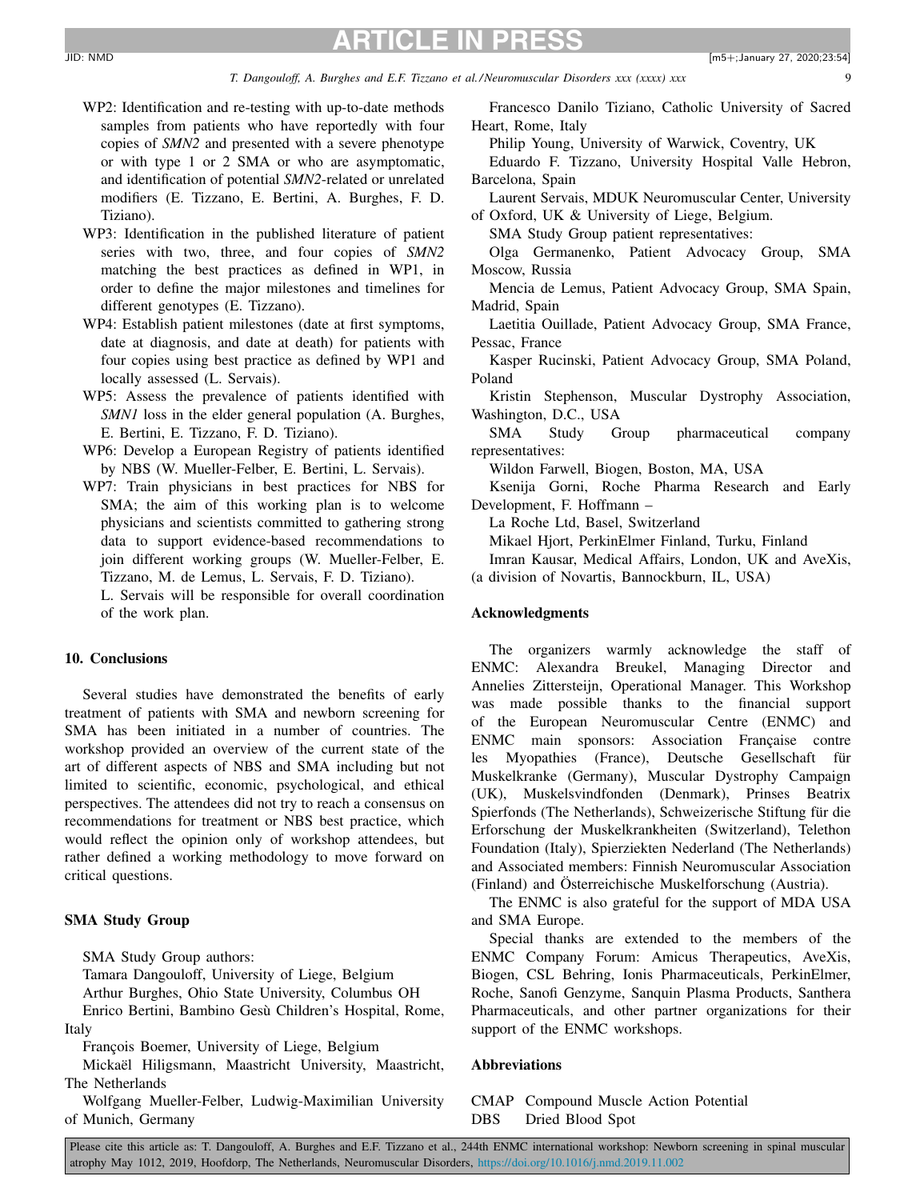WP2: Identification and re-testing with up-to-date methods samples from patients who have reportedly with four copies of *SMN2* and presented with a severe phenotype or with type 1 or 2 SMA or who are asymptomatic, and identification of potential *SMN2*-related or unrelated modifiers (E. Tizzano, E. Bertini, A. Burghes, F. D. Tiziano).

WP3: Identification in the published literature of patient series with two, three, and four copies of *SMN2* matching the best practices as defined in WP1, in order to define the major milestones and timelines for different genotypes (E. Tizzano).

WP4: Establish patient milestones (date at first symptoms, date at diagnosis, and date at death) for patients with four copies using best practice as defined by WP1 and locally assessed (L. Servais).

WP5: Assess the prevalence of patients identified with *SMN1* loss in the elder general population (A. Burghes, E. Bertini, E. Tizzano, F. D. Tiziano).

WP6: Develop a European Registry of patients identified by NBS (W. Mueller-Felber, E. Bertini, L. Servais).

WP7: Train physicians in best practices for NBS for SMA; the aim of this working plan is to welcome physicians and scientists committed to gathering strong data to support evidence-based recommendations to join different working groups (W. Mueller-Felber, E. Tizzano, M. de Lemus, L. Servais, F. D. Tiziano).

L. Servais will be responsible for overall coordination of the work plan.

## 10. Conclusions

Several studies have demonstrated the benefits of early treatment of patients with SMA and newborn screening for SMA has been initiated in a number of countries. The workshop provided an overview of the current state of the art of different aspects of NBS and SMA including but not limited to scientific, economic, psychological, and ethical perspectives. The attendees did not try to reach a consensus on recommendations for treatment or NBS best practice, which would reflect the opinion only of workshop attendees, but rather defined a working methodology to move forward on critical questions.

## SMA Study Group

SMA Study Group authors:

Tamara Dangouloff, University of Liege, Belgium

Arthur Burghes, Ohio State University, Columbus OH

Enrico Bertini, Bambino Gesù Children's Hospital, Rome, Italy

François Boemer, University of Liege, Belgium

Mickaël Hiligsmann, Maastricht University, Maastricht, The Netherlands

Wolfgang Mueller-Felber, Ludwig-Maximilian University of Munich, Germany

Francesco Danilo Tiziano, Catholic University of Sacred Heart, Rome, Italy

Philip Young, University of Warwick, Coventry, UK

Eduardo F. Tizzano, University Hospital Valle Hebron, Barcelona, Spain

Laurent Servais, MDUK Neuromuscular Center, University of Oxford, UK & University of Liege, Belgium.

SMA Study Group patient representatives:

Olga Germanenko, Patient Advocacy Group, SMA Moscow, Russia

Mencia de Lemus, Patient Advocacy Group, SMA Spain, Madrid, Spain

Laetitia Ouillade, Patient Advocacy Group, SMA France, Pessac, France

Kasper Rucinski, Patient Advocacy Group, SMA Poland, Poland

Kristin Stephenson, Muscular Dystrophy Association, Washington, D.C., USA

SMA Study Group pharmaceutical company representatives:

Wildon Farwell, Biogen, Boston, MA, USA

Ksenija Gorni, Roche Pharma Research and Early Development, F. Hoffmann –

La Roche Ltd, Basel, Switzerland

Mikael Hjort, PerkinElmer Finland, Turku, Finland

Imran Kausar, Medical Affairs, London, UK and AveXis, (a division of Novartis, Bannockburn, IL, USA)

## Acknowledgments

The organizers warmly acknowledge the staff of ENMC: Alexandra Breukel, Managing Director and Annelies Zittersteijn, Operational Manager. This Workshop was made possible thanks to the financial support of the European Neuromuscular Centre (ENMC) and ENMC main sponsors: Association Française contre les Myopathies (France), Deutsche Gesellschaft für Muskelkranke (Germany), Muscular Dystrophy Campaign (UK), Muskelsvindfonden (Denmark), Prinses Beatrix Spierfonds (The Netherlands), Schweizerische Stiftung für die Erforschung der Muskelkrankheiten (Switzerland), Telethon Foundation (Italy), Spierziekten Nederland (The Netherlands) and Associated members: Finnish Neuromuscular Association (Finland) and Österreichische Muskelforschung (Austria).

The ENMC is also grateful for the support of MDA USA and SMA Europe.

Special thanks are extended to the members of the ENMC Company Forum: Amicus Therapeutics, AveXis, Biogen, CSL Behring, Ionis Pharmaceuticals, PerkinElmer, Roche, Sanofi Genzyme, Sanquin Plasma Products, Santhera Pharmaceuticals, and other partner organizations for their support of the ENMC workshops.

## Abbreviations

CMAP Compound Muscle Action Potential

DBS Dried Blood Spot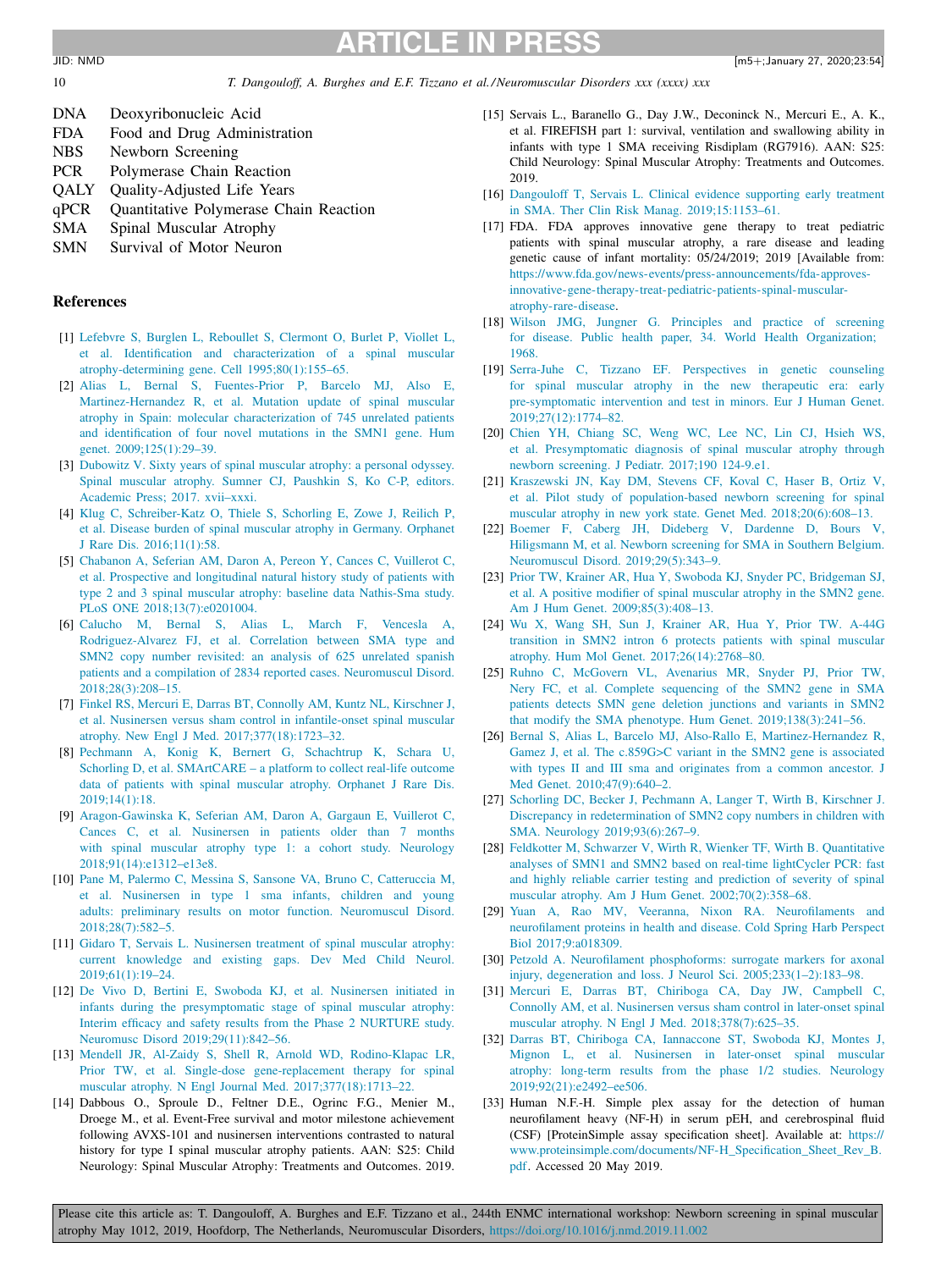| | |
|---|---|
| DNA | Deoxyribonucleic Acid |
| FDA | Food and Drug Administration |
| NBS | Newborn Screening |
| PCR | Polymerase Chain Reaction |
| QALY | Quality-Adjusted Life Years |
| qPCR | Quantitative Polymerase Chain Reaction |
| SMA | Spinal Muscular Atrophy |
| SMN | Survival of Motor Neuron |

## References

[1] Lefebvre S, Burglen L, Reboullet S, Clermont O, Burlet P, Viollet L, et al. Identification and characterization of a spinal muscular atrophy-determining gene. Cell 1995;80(1):155–65.

[2] Alias L, Bernal S, Fuentes-Prior P, Barcelo MJ, Also E, Martinez-Hernandez R, et al. Mutation update of spinal muscular atrophy in Spain: molecular characterization of 745 unrelated patients and identification of four novel mutations in the SMN1 gene. Hum genet. 2009;125(1):29–39.

[3] Dubowitz V. Sixty years of spinal muscular atrophy: a personal odyssey. Spinal muscular atrophy. Sumner CJ, Paushkin S, Ko C-P, editors. Academic Press; 2017. xvii–xxxi.

[4] Klug C, Schreiber-Katz O, Thiele S, Schorling E, Zowe J, Reilich P, et al. Disease burden of spinal muscular atrophy in Germany. Orphanet J Rare Dis. 2016;11(1):58.

[5] Chabanon A, Seferian AM, Daron A, Pereon Y, Cances C, Vuillerot C, et al. Prospective and longitudinal natural history study of patients with type 2 and 3 spinal muscular atrophy: baseline data Nathis-Sma study. PLoS ONE 2018;13(7):e0201004.

[6] Calucho M, Bernal S, Alias L, March F, Vencesla A, Rodriguez-Alvarez FJ, et al. Correlation between SMA type and SMN2 copy number revisited: an analysis of 625 unrelated spanish patients and a compilation of 2834 reported cases. Neuromuscul Disord. 2018;28(3):208–15.

[7] Finkel RS, Mercuri E, Darras BT, Connolly AM, Kuntz NL, Kirschner J, et al. Nusinersen versus sham control in infantile-onset spinal muscular atrophy. New Engl J Med. 2017;377(18):1723–32.

[8] Pechmann A, Konig K, Bernert G, Schachtrup K, Schara U, Schorling D, et al. SMArtCARE – a platform to collect real-life outcome data of patients with spinal muscular atrophy. Orphanet J Rare Dis. 2019;14(1):18.

[9] Aragon-Gawinska K, Seferian AM, Daron A, Gargaun E, Vuillerot C, Cances C, et al. Nusinersen in patients older than 7 months with spinal muscular atrophy type 1: a cohort study. Neurology 2018;91(14):e1312–e13e8.

[10] Pane M, Palermo C, Messina S, Sansone VA, Bruno C, Catteruccia M, et al. Nusinersen in type 1 sma infants, children and young adults: preliminary results on motor function. Neuromuscul Disord. 2018;28(7):582–5.

[11] Gidaro T, Servais L. Nusinersen treatment of spinal muscular atrophy: current knowledge and existing gaps. Dev Med Child Neurol. 2019;61(1):19–24.

[12] De Vivo D, Bertini E, Swoboda KJ, et al. Nusinersen initiated in infants during the presymptomatic stage of spinal muscular atrophy: Interim efficacy and safety results from the Phase 2 NURTURE study. Neuromusc Disord 2019;29(11):842–56.

[13] Mendell JR, Al-Zaidy S, Shell R, Arnold WD, Rodino-Klapac LR, Prior TW, et al. Single-dose gene-replacement therapy for spinal muscular atrophy. N Engl Journal Med. 2017;377(18):1713–22.

[14] Dabbous O., Sproule D., Feltner D.E., Ogrinc F.G., Menier M., Droege M., et al. Event-Free survival and motor milestone achievement following AVXS-101 and nusinersen interventions contrasted to natural history for type I spinal muscular atrophy patients. AAN: S25: Child Neurology: Spinal Muscular Atrophy: Treatments and Outcomes. 2019.

[15] Servais L., Baranello G., Day J.W., Deconinck N., Mercuri E., A. K., et al. FIREFISH part 1: survival, ventilation and swallowing ability in infants with type 1 SMA receiving Risdiplam (RG7916). AAN: S25: Child Neurology: Spinal Muscular Atrophy: Treatments and Outcomes. 2019.

[16] Dangouloff T, Servais L. Clinical evidence supporting early treatment in SMA. Ther Clin Risk Manag. 2019;15:1153–61.

[17] FDA. FDA approves innovative gene therapy to treat pediatric patients with spinal muscular atrophy, a rare disease and leading genetic cause of infant mortality: 05/24/2019; 2019 [Available from: https://www.fda.gov/news-events/press-announcements/fda-approves-innovative-gene-therapy-treat-pediatric-patients-spinal-muscular-atrophy-rare-disease.

[18] Wilson JMG, Jungner G. Principles and practice of screening for disease. Public health paper, 34. World Health Organization; 1968.

[19] Serra-Juhe C, Tizzano EF. Perspectives in genetic counseling for spinal muscular atrophy in the new therapeutic era: early pre-symptomatic intervention and test in minors. Eur J Human Genet. 2019;27(12):1774–82.

[20] Chien YH, Chiang SC, Weng WC, Lee NC, Lin CJ, Hsieh WS, et al. Presymptomatic diagnosis of spinal muscular atrophy through newborn screening. J Pediatr. 2017;190 124-9.e1.

[21] Kraszewski JN, Kay DM, Stevens CF, Koval C, Haser B, Ortiz V, et al. Pilot study of population-based newborn screening for spinal muscular atrophy in new york state. Genet Med. 2018;20(6):608–13.

[22] Boemer F, Caberg JH, Dideberg V, Dardenne D, Bours V, Hiligsmann M, et al. Newborn screening for SMA in Southern Belgium. Neuromuscul Disord. 2019;29(5):343–9.

[23] Prior TW, Krainer AR, Hua Y, Swoboda KJ, Snyder PC, Bridgeman SJ, et al. A positive modifier of spinal muscular atrophy in the SMN2 gene. Am J Hum Genet. 2009;85(3):408–13.

[24] Wu X, Wang SH, Sun J, Krainer AR, Hua Y, Prior TW. A-44G transition in SMN2 intron 6 protects patients with spinal muscular atrophy. Hum Mol Genet. 2017;26(14):2768–80.

[25] Ruhno C, McGovern VL, Avenarius MR, Snyder PJ, Prior TW, Nery FC, et al. Complete sequencing of the SMN2 gene in SMA patients detects SMN gene deletion junctions and variants in SMN2 that modify the SMA phenotype. Hum Genet. 2019;138(3):241–56.

[26] Bernal S, Alias L, Barcelo MJ, Also-Rallo E, Martinez-Hernandez R, Gamez J, et al. The c.859G>C variant in the SMN2 gene is associated with types II and III sma and originates from a common ancestor. J Med Genet. 2010;47(9):640–2.

[27] Schorling DC, Becker J, Pechmann A, Langer T, Wirth B, Kirschner J. Discrepancy in redetermination of SMN2 copy numbers in children with SMA. Neurology 2019;93(6):267–9.

[28] Feldkotter M, Schwarzer V, Wirth R, Wienker TF, Wirth B. Quantitative analyses of SMN1 and SMN2 based on real-time lightCycler PCR: fast and highly reliable carrier testing and prediction of severity of spinal muscular atrophy. Am J Hum Genet. 2002;70(2):358–68.

[29] Yuan A, Rao MV, Veeranna, Nixon RA. Neurofilaments and neurofilament proteins in health and disease. Cold Spring Harb Perspect Biol 2017;9:a018309.

[30] Petzold A. Neurofilament phosphoforms: surrogate markers for axonal injury, degeneration and loss. J Neurol Sci. 2005;233(1–2):183–98.

[31] Mercuri E, Darras BT, Chiriboga CA, Day JW, Campbell C, Connolly AM, et al. Nusinersen versus sham control in later-onset spinal muscular atrophy. N Engl J Med. 2018;378(7):625–35.

[32] Darras BT, Chiriboga CA, Iannaccone ST, Swoboda KJ, Montes J, Mignon L, et al. Nusinersen in later-onset spinal muscular atrophy: long-term results from the phase 1/2 studies. Neurology 2019;92(21):e2492–ee506.

[33] Human N.F.-H. Simple plex assay for the detection of human neurofilament heavy (NF-H) in serum pEH, and cerebrospinal fluid (CSF) [ProteinSimple assay specification sheet]. Available at: https://www.proteinsimple.com/documents/NF-H_Specification_Sheet_Rev_B.pdf. Accessed 20 May 2019.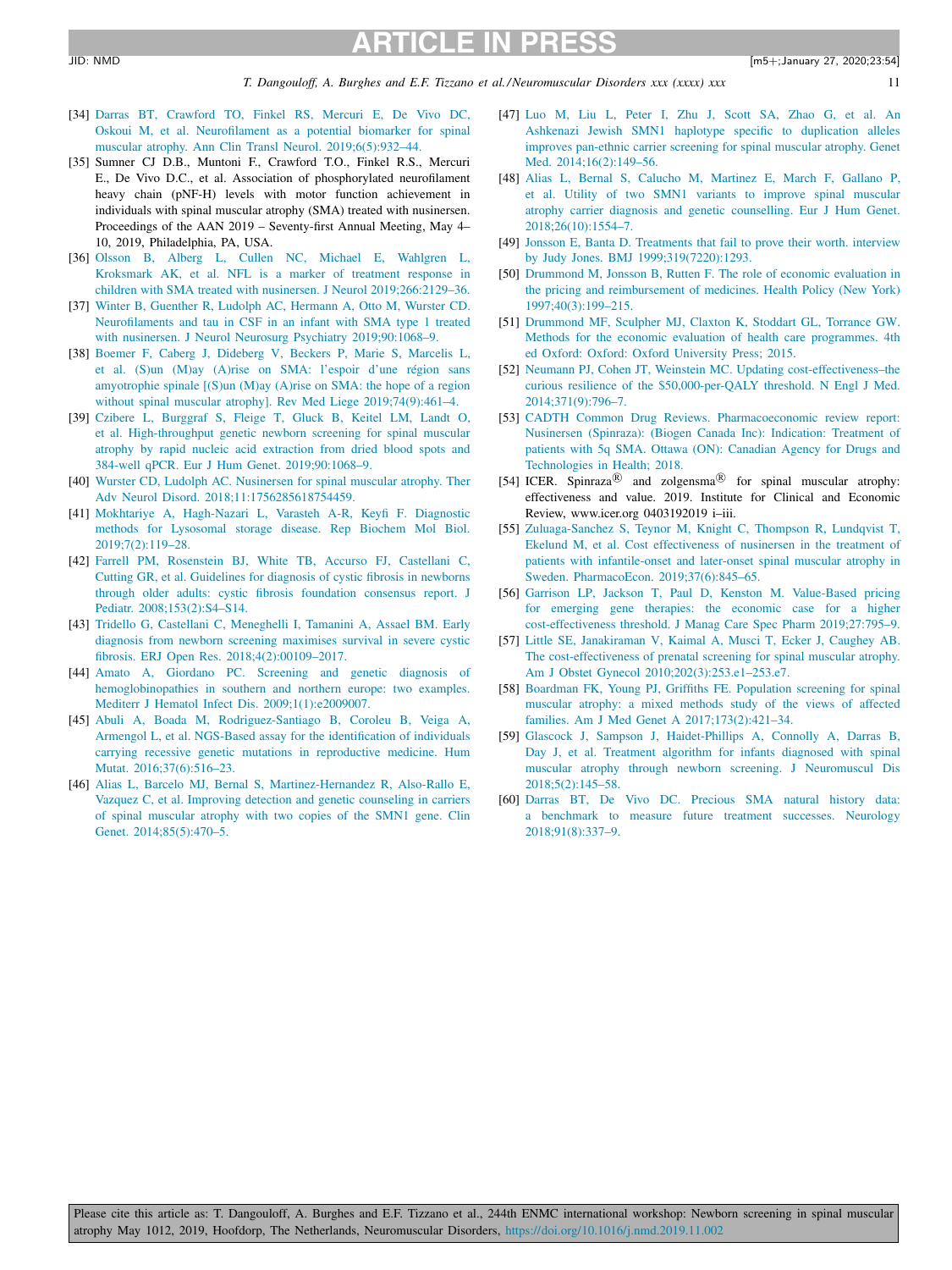[34] Darras BT, Crawford TO, Finkel RS, Mercuri E, De Vivo DC, Oskoui M, et al. Neurofilament as a potential biomarker for spinal muscular atrophy. Ann Clin Transl Neurol. 2019;6(5):932–44.

[35] Sumner CJ D.B., Muntoni F., Crawford T.O., Finkel R.S., Mercuri E., De Vivo D.C., et al. Association of phosphorylated neurofilament heavy chain (pNF-H) levels with motor function achievement in individuals with spinal muscular atrophy (SMA) treated with nusinersen. Proceedings of the AAN 2019 – Seventy-first Annual Meeting, May 4–10, 2019, Philadelphia, PA, USA.

[36] Olsson B, Alberg L, Cullen NC, Michael E, Wahlgren L, Kroksmark AK, et al. NFL is a marker of treatment response in children with SMA treated with nusinersen. J Neurol 2019;266:2129–36.

[37] Winter B, Guenther R, Ludolph AC, Hermann A, Otto M, Wurster CD. Neurofilaments and tau in CSF in an infant with SMA type 1 treated with nusinersen. J Neurol Neurosurg Psychiatry 2019;90:1068–9.

[38] Boemer F, Caberg J, Dideberg V, Beckers P, Marie S, Marcelis L, et al. (S)un (M)ay (A)rise on SMA: l'espoir d'une région sans amyotrophie spinale [(S)un (M)ay (A)rise on SMA: the hope of a region without spinal muscular atrophy]. Rev Med Liege 2019;74(9):461–4.

[39] Czibere L, Burggraf S, Fleige T, Gluck B, Keitel LM, Landt O, et al. High-throughput genetic newborn screening for spinal muscular atrophy by rapid nucleic acid extraction from dried blood spots and 384-well qPCR. Eur J Hum Genet. 2019;90:1068–9.

[40] Wurster CD, Ludolph AC. Nusinersen for spinal muscular atrophy. Ther Adv Neurol Disord. 2018;11:1756285618754459.

[41] Mokhtariye A, Hagh-Nazari L, Varasteh A-R, Keyfi F. Diagnostic methods for Lysosomal storage disease. Rep Biochem Mol Biol. 2019;7(2):119–28.

[42] Farrell PM, Rosenstein BJ, White TB, Accurso FJ, Castellani C, Cutting GR, et al. Guidelines for diagnosis of cystic fibrosis in newborns through older adults: cystic fibrosis foundation consensus report. J Pediatr. 2008;153(2):S4–S14.

[43] Tridello G, Castellani C, Meneghelli I, Tamanini A, Assael BM. Early diagnosis from newborn screening maximises survival in severe cystic fibrosis. ERJ Open Res. 2018;4(2):00109–2017.

[44] Amato A, Giordano PC. Screening and genetic diagnosis of hemoglobinopathies in southern and northern europe: two examples. Mediterr J Hematol Infect Dis. 2009;1(1):e2009007.

[45] Abuli A, Boada M, Rodriguez-Santiago B, Coroleu B, Veiga A, Armengol L, et al. NGS-Based assay for the identification of individuals carrying recessive genetic mutations in reproductive medicine. Hum Mutat. 2016;37(6):516–23.

[46] Alias L, Barcelo MJ, Bernal S, Martinez-Hernandez R, Also-Rallo E, Vazquez C, et al. Improving detection and genetic counseling in carriers of spinal muscular atrophy with two copies of the SMN1 gene. Clin Genet. 2014;85(5):470–5.

[47] Luo M, Liu L, Peter I, Zhu J, Scott SA, Zhao G, et al. An Ashkenazi Jewish SMN1 haplotype specific to duplication alleles improves pan-ethnic carrier screening for spinal muscular atrophy. Genet Med. 2014;16(2):149–56.

[48] Alias L, Bernal S, Calucho M, Martinez E, March F, Gallano P, et al. Utility of two SMN1 variants to improve spinal muscular atrophy carrier diagnosis and genetic counselling. Eur J Hum Genet. 2018;26(10):1554–7.

[49] Jonsson E, Banta D. Treatments that fail to prove their worth. interview by Judy Jones. BMJ 1999;319(7220):1293.

[50] Drummond M, Jonsson B, Rutten F. The role of economic evaluation in the pricing and reimbursement of medicines. Health Policy (New York) 1997;40(3):199–215.

[51] Drummond MF, Sculpher MJ, Claxton K, Stoddart GL, Torrance GW. Methods for the economic evaluation of health care programmes. 4th ed Oxford: Oxford: Oxford University Press; 2015.

[52] Neumann PJ, Cohen JT, Weinstein MC. Updating cost-effectiveness–the curious resilience of the $50,000-per-QALY threshold. N Engl J Med. 2014;371(9):796–7.

[53] CADTH Common Drug Reviews. Pharmacoeconomic review report: Nusinersen (Spinraza): (Biogen Canada Inc): Indication: Treatment of patients with 5q SMA. Ottawa (ON): Canadian Agency for Drugs and Technologies in Health; 2018.

[54] ICER. Spinraza® and zolgensma® for spinal muscular atrophy: effectiveness and value. 2019. Institute for Clinical and Economic Review, www.icer.org 0403192019 i–iii.

[55] Zuluaga-Sanchez S, Teynor M, Knight C, Thompson R, Lundqvist T, Ekelund M, et al. Cost effectiveness of nusinersen in the treatment of patients with infantile-onset and later-onset spinal muscular atrophy in Sweden. PharmacoEcon. 2019;37(6):845–65.

[56] Garrison LP, Jackson T, Paul D, Kenston M. Value-Based pricing for emerging gene therapies: the economic case for a higher cost-effectiveness threshold. J Manag Care Spec Pharm 2019;27:795–9.

[57] Little SE, Janakiraman V, Kaimal A, Musci T, Ecker J, Caughey AB. The cost-effectiveness of prenatal screening for spinal muscular atrophy. Am J Obstet Gynecol 2010;202(3):253.e1–253.e7.

[58] Boardman FK, Young PJ, Griffiths FE. Population screening for spinal muscular atrophy: a mixed methods study of the views of affected families. Am J Med Genet A 2017;173(2):421–34.

[59] Glascock J, Sampson J, Haidet-Phillips A, Connolly A, Darras B, Day J, et al. Treatment algorithm for infants diagnosed with spinal muscular atrophy through newborn screening. J Neuromuscul Dis 2018;5(2):145–58.

[60] Darras BT, De Vivo DC. Precious SMA natural history data: a benchmark to measure future treatment successes. Neurology 2018;91(8):337–9.